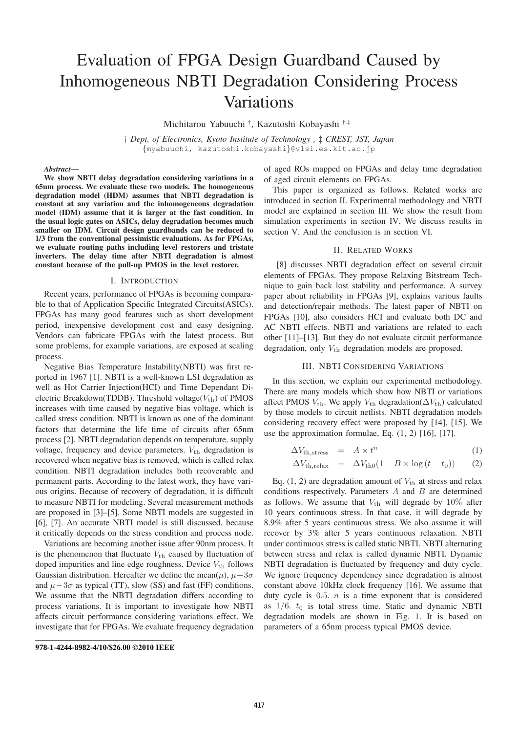# Evaluation of FPGA Design Guardband Caused by Inhomogeneous NBTI Degradation Considering Process Variations

Michitarou Yabuuchi †, Kazutoshi Kobayashi †,‡

† *Dept. of Electronics, Kyoto Institute of Technology* , ‡ *CREST, JST, Japan*
{myabuuchi, kazutoshi.kobayashi}@vlsi.es.kit.ac.jp

***Abstract*—**
**We show NBTI delay degradation considering variations in a 65nm process. We evaluate these two models. The homogeneous degradation model (HDM) assumes that NBTI degradation is constant at any variation and the inhomogeneous degradation model (IDM) assume that it is larger at the fast condition. In the usual logic gates on ASICs, delay degradation becomes much smaller on IDM. Circuit design guardbands can be reduced to 1/3 from the conventional pessimistic evaluations. As for FPGAs, we evaluate routing paths including level restorers and tristate inverters. The delay time after NBTI degradation is almost constant because of the pull-up PMOS in the level restorer.**

## I. Introduction

Recent years, performance of FPGAs is becoming comparable to that of Application Specific Integrated Circuits(ASICs). FPGAs has many good features such as short development period, inexpensive development cost and easy designing. Vendors can fabricate FPGAs with the latest process. But some problems, for example variations, are exposed at scaling process.

Negative Bias Temperature Instability(NBTI) was first reported in 1967 [1]. NBTI is a well-known LSI degradation as well as Hot Carrier Injection(HCI) and Time Dependant Dielectric Breakdown(TDDB). Threshold voltage($V_{\rm th}$) of PMOS increases with time caused by negative bias voltage, which is called stress condition. NBTI is known as one of the dominant factors that determine the life time of circuits after 65nm process [2]. NBTI degradation depends on temperature, supply voltage, frequency and device parameters. $V_{\rm th}$ degradation is recovered when negative bias is removed, which is called relax condition. NBTI degradation includes both recoverable and permanent parts. According to the latest work, they have various origins. Because of recovery of degradation, it is difficult to measure NBTI for modeling. Several measurement methods are proposed in [3]–[5]. Some NBTI models are suggested in [6], [7]. An accurate NBTI model is still discussed, because it critically depends on the stress condition and process node.

Variations are becoming another issue after 90nm process. It is the phenomenon that fluctuate $V_{\rm th}$ caused by fluctuation of doped impurities and line edge roughness. Device $V_{\rm th}$ follows Gaussian distribution. Hereafter we define the mean($\mu$), $\mu+3\sigma$ and $\mu-3\sigma$ as typical (TT), slow (SS) and fast (FF) conditions. We assume that the NBTI degradation differs according to process variations. It is important to investigate how NBTI affects circuit performance considering variations effect. We investigate that for FPGAs. We evaluate frequency degradation of aged ROs mapped on FPGAs and delay time degradation of aged circuit elements on FPGAs.

This paper is organized as follows. Related works are introduced in section II. Experimental methodology and NBTI model are explained in section III. We show the result from simulation experiments in section IV. We discuss results in section V. And the conclusion is in section VI.

## II. Related Works

[8] discusses NBTI degradation effect on several circuit elements of FPGAs. They propose Relaxing Bitstream Technique to gain back lost stability and performance. A survey paper about reliability in FPGAs [9], explains various faults and detection/repair methods. The latest paper of NBTI on FPGAs [10], also considers HCI and evaluate both DC and AC NBTI effects. NBTI and variations are related to each other [11]–[13]. But they do not evaluate circuit performance degradation, only $V_{\rm th}$ degradation models are proposed.

## III. NBTI Considering Variations

In this section, we explain our experimental methodology. There are many models which show how NBTI or variations affect PMOS $V_{\rm th}$. We apply $V_{\rm th}$ degradation($\Delta V_{\rm th}$) calculated by those models to circuit netlists. NBTI degradation models considering recovery effect were proposed by [14], [15]. We use the approximation formulae, Eq. (1, 2) [16], [17].

$$\Delta V_{\rm th,stress} = A \times t^n \quad (1)$$

$$\Delta V_{\rm th,relax} = \Delta V_{\rm th0}(1 - B \times \log(t - t_0)) \quad (2)$$

Eq. (1, 2) are degradation amount of $V_{\rm th}$ at stress and relax conditions respectively. Parameters $A$ and $B$ are determined as follows. We assume that $V_{\rm th}$ will degrade by $10\%$ after 10 years continuous stress. In that case, it will degrade by 8.9% after 5 years continuous stress. We also assume it will recover by 3% after 5 years continuous relaxation. NBTI under continuous stress is called static NBTI. NBTI alternating between stress and relax is called dynamic NBTI. Dynamic NBTI degradation is fluctuated by frequency and duty cycle. We ignore frequency dependency since degradation is almost constant above 10kHz clock frequency [16]. We assume that duty cycle is $0.5$. $n$ is a time exponent that is considered as $1/6$. $t_0$ is total stress time. Static and dynamic NBTI degradation models are shown in Fig. 1. It is based on parameters of a 65nm process typical PMOS device.

**978-1-4244-8982-4/10/$26.00 ©2010 IEEE**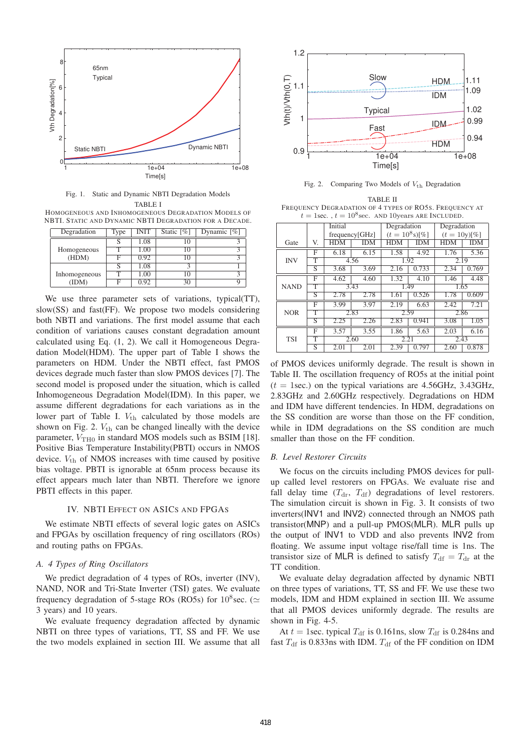Fig. 1. Static and Dynamic NBTI Degradation Models

TABLE I
HOMOGENEOUS AND INHOMOGENEOUS DEGRADATION MODELS OF NBTI. STATIC AND DYNAMIC NBTI DEGRADATION FOR A DECADE.

| Degradation | Type | INIT | Static [%] | Dynamic [%] |
|---|---|---|---|---|
| Homogeneous (HDM) | S | 1.08 | 10 | 3 |
| | T | 1.00 | 10 | 3 |
| | F | 0.92 | 10 | 3 |
| Inhomogeneous (IDM) | S | 1.08 | 3 | 1 |
| | T | 1.00 | 10 | 3 |
| | F | 0.92 | 30 | 9 |

We use three parameter sets of variations, typical(TT), slow(SS) and fast(FF). We propose two models considering both NBTI and variations. The first model assume that each condition of variations causes constant degradation amount calculated using Eq. (1, 2). We call it Homogeneous Degradation Model(HDM). The upper part of Table I shows the parameters on HDM. Under the NBTI effect, fast PMOS devices degrade much faster than slow PMOS devices [7]. The second model is proposed under the situation, which is called Inhomogeneous Degradation Model(IDM). In this paper, we assume different degradations for each variations as in the lower part of Table I. $V_{\mathrm{th}}$ calculated by those models are shown on Fig. 2. $V_{\mathrm{th}}$ can be changed lineally with the device parameter, $V_{\mathrm{TH0}}$ in standard MOS models such as BSIM [18]. Positive Bias Temperature Instability(PBTI) occurs in NMOS device. $V_{\mathrm{th}}$ of NMOS increases with time caused by positive bias voltage. PBTI is ignorable at 65nm process because its effect appears much later than NBTI. Therefore we ignore PBTI effects in this paper.

## IV. NBTI Effect on ASICs and FPGAs

We estimate NBTI effects of several logic gates on ASICs and FPGAs by oscillation frequency of ring oscillators (ROs) and routing paths on FPGAs.

### A. 4 Types of Ring Oscillators

We predict degradation of 4 types of ROs, inverter (INV), NAND, NOR and Tri-State Inverter (TSI) gates. We evaluate frequency degradation of 5-stage ROs (RO5s) for $10^8$sec. ($\simeq$ 3 years) and 10 years.

We evaluate frequency degradation affected by dynamic NBTI on three types of variations, TT, SS and FF. We use the two models explained in section III. We assume that all of PMOS devices uniformly degrade. The result is shown in Table II. The oscillation frequency of RO5s at the initial point ($t = 1$sec.) on the typical variations are 4.56GHz, 3.43GHz, 2.83GHz and 2.60GHz respectively. Degradations on HDM and IDM have different tendencies. In HDM, degradations on the SS condition are worse than those on the FF condition, while in IDM degradations on the SS condition are much smaller than those on the FF condition.

Fig. 2. Comparing Two Models of $V_{\mathrm{th}}$ Degradation

TABLE II
FREQUENCY DEGRADATION OF 4 TYPES OF RO5S. FREQUENCY AT $t = 1$sec. , $t = 10^8$sec. AND 10years ARE INCLUDED.

| Gate | V. | Initial frequency[GHz] HDM | IDM | Degradation ($t = 10^8$s)[%] HDM | IDM | Degradation ($t = 10$y)[%] HDM | IDM |
|---|---|---|---|---|---|---|---|
| INV | F | 6.18 | 6.15 | 1.58 | 4.92 | 1.76 | 5.36 |
| | T | 4.56 | | 1.92 | | 2.19 | |
| | S | 3.68 | 3.69 | 2.16 | 0.733 | 2.34 | 0.769 |
| NAND | F | 4.62 | 4.60 | 1.32 | 4.10 | 1.46 | 4.48 |
| | T | 3.43 | | 1.49 | | 1.65 | |
| | S | 2.78 | 2.78 | 1.61 | 0.526 | 1.78 | 0.609 |
| NOR | F | 3.99 | 3.97 | 2.19 | 6.63 | 2.42 | 7.21 |
| | T | 2.83 | | 2.59 | | 2.86 | |
| | S | 2.25 | 2.26 | 2.83 | 0.941 | 3.08 | 1.05 |
| TSI | F | 3.57 | 3.55 | 1.86 | 5.63 | 2.03 | 6.16 |
| | T | 2.60 | | 2.21 | | 2.43 | |
| | S | 2.01 | 2.01 | 2.39 | 0.797 | 2.60 | 0.878 |

### B. Level Restorer Circuits

We focus on the circuits including PMOS devices for pull-up called level restorers on FPGAs. We evaluate rise and fall delay time ($T_{\mathrm{dr}}$, $T_{\mathrm{df}}$) degradations of level restorers. The simulation circuit is shown in Fig. 3. It consists of two inverters(INV1 and INV2) connected through an NMOS path transistor(MNP) and a pull-up PMOS(MLR). MLR pulls up the output of INV1 to VDD and also prevents INV2 from floating. We assume input voltage rise/fall time is 1ns. The transistor size of MLR is defined to satisfy $T_{\mathrm{df}} = T_{\mathrm{dr}}$ at the TT condition.

We evaluate delay degradation affected by dynamic NBTI on three types of variations, TT, SS and FF. We use these two models, IDM and HDM explained in section III. We assume that all PMOS devices uniformly degrade. The results are shown in Fig. 4-5.

At $t = 1$sec. typical $T_{\mathrm{df}}$ is 0.161ns, slow $T_{\mathrm{df}}$ is 0.284ns and fast $T_{\mathrm{df}}$ is 0.833ns with IDM. $T_{\mathrm{df}}$ of the FF condition on IDM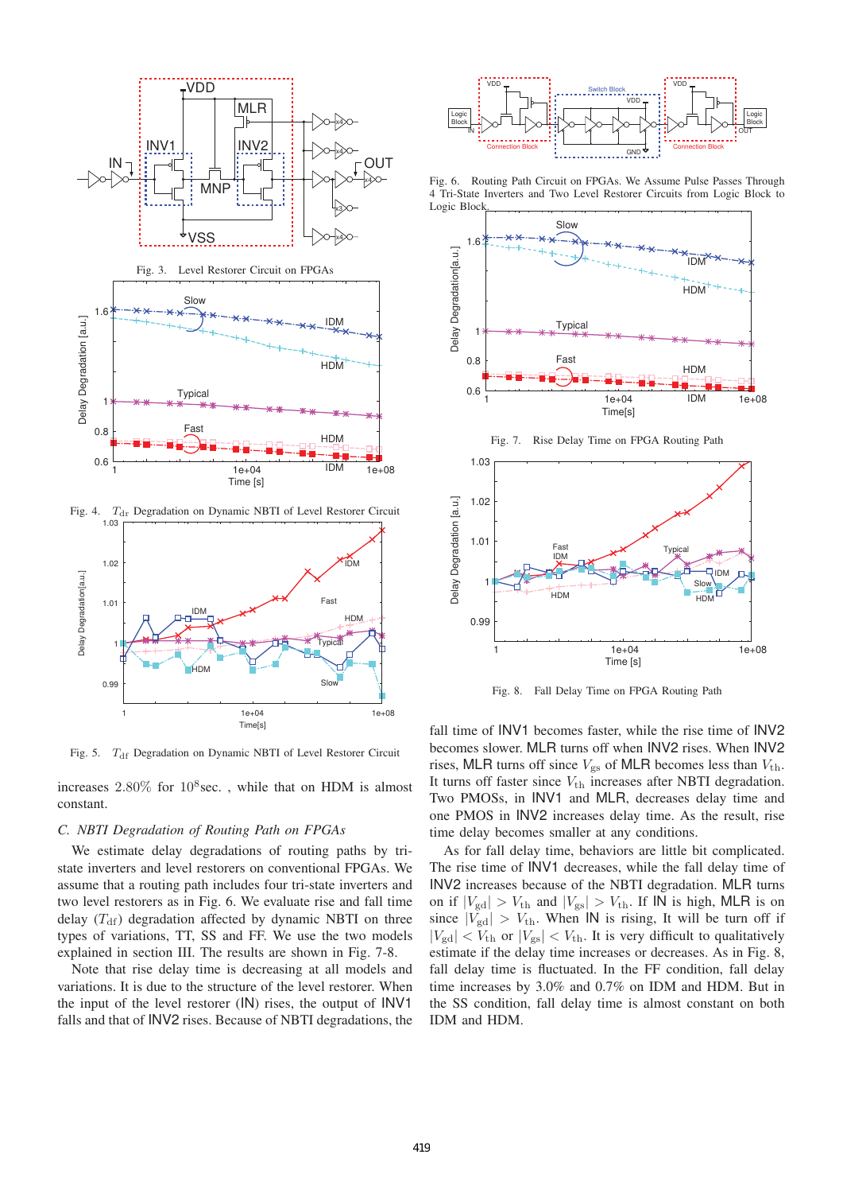Fig. 3. Level Restorer Circuit on FPGAs

Fig. 4. $T_{dr}$ Degradation on Dynamic NBTI of Level Restorer Circuit

Fig. 5. $T_{df}$ Degradation on Dynamic NBTI of Level Restorer Circuit

increases $2.80\%$ for $10^8$sec. , while that on HDM is almost constant.

### C. NBTI Degradation of Routing Path on FPGAs

We estimate delay degradations of routing paths by tri-state inverters and level restorers on conventional FPGAs. We assume that a routing path includes four tri-state inverters and two level restorers as in Fig. 6. We evaluate rise and fall time delay ($T_{df}$) degradation affected by dynamic NBTI on three types of variations, TT, SS and FF. We use the two models explained in section III. The results are shown in Fig. 7-8.

Note that rise delay time is decreasing at all models and variations. It is due to the structure of the level restorer. When the input of the level restorer (IN) rises, the output of INV1 falls and that of INV2 rises. Because of NBTI degradations, the fall time of INV1 becomes faster, while the rise time of INV2 becomes slower. MLR turns off when INV2 rises. When INV2 rises, MLR turns off since $V_{gs}$ of MLR becomes less than $V_{th}$. It turns off faster since $V_{th}$ increases after NBTI degradation. Two PMOSs, in INV1 and MLR, decreases delay time and one PMOS in INV2 increases delay time. As the result, rise time delay becomes smaller at any conditions.

Fig. 6. Routing Path Circuit on FPGAs. We Assume Pulse Passes Through 4 Tri-State Inverters and Two Level Restorer Circuits from Logic Block to Logic Block.

Fig. 7. Rise Delay Time on FPGA Routing Path

Fig. 8. Fall Delay Time on FPGA Routing Path

As for fall delay time, behaviors are little bit complicated. The rise time of INV1 decreases, while the fall delay time of INV2 increases because of the NBTI degradation. MLR turns on if $|V_{gd}| > V_{th}$ and $|V_{gs}| > V_{th}$. If IN is high, MLR is on since $|V_{gd}| > V_{th}$. When IN is rising, It will be turn off if $|V_{gd}| < V_{th}$ or $|V_{gs}| < V_{th}$. It is very difficult to qualitatively estimate if the delay time increases or decreases. As in Fig. 8, fall delay time is fluctuated. In the FF condition, fall delay time increases by 3.0% and 0.7% on IDM and HDM. But in the SS condition, fall delay time is almost constant on both IDM and HDM.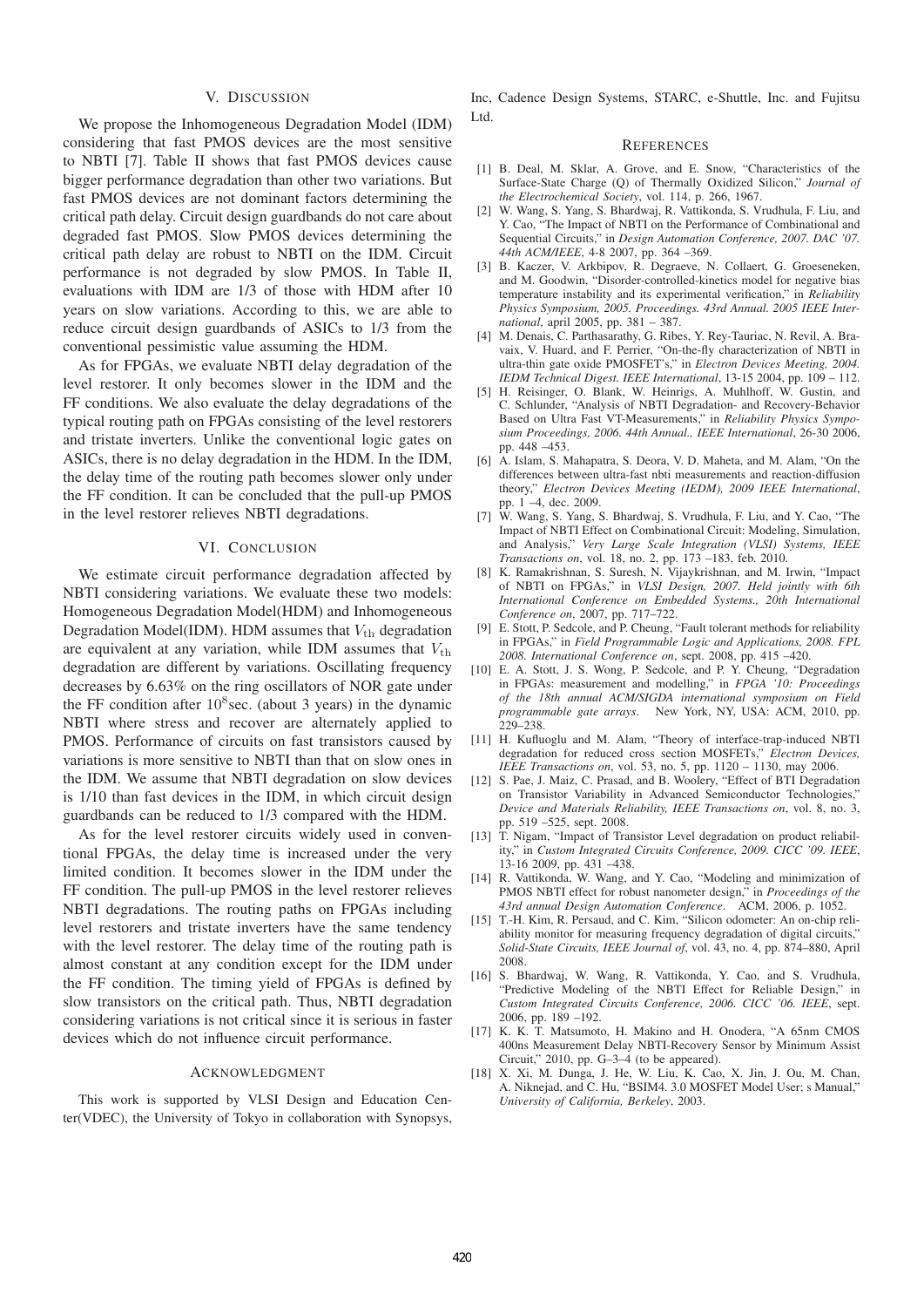## V. Discussion

We propose the Inhomogeneous Degradation Model (IDM) considering that fast PMOS devices are the most sensitive to NBTI [7]. Table II shows that fast PMOS devices cause bigger performance degradation than other two variations. But fast PMOS devices are not dominant factors determining the critical path delay. Circuit design guardbands do not care about degraded fast PMOS. Slow PMOS devices determining the critical path delay are robust to NBTI on the IDM. Circuit performance is not degraded by slow PMOS. In Table II, evaluations with IDM are 1/3 of those with HDM after 10 years on slow variations. According to this, we are able to reduce circuit design guardbands of ASICs to 1/3 from the conventional pessimistic value assuming the HDM.

As for FPGAs, we evaluate NBTI delay degradation of the level restorer. It only becomes slower in the IDM and the FF conditions. We also evaluate the delay degradations of the typical routing path on FPGAs consisting of the level restorers and tristate inverters. Unlike the conventional logic gates on ASICs, there is no delay degradation in the HDM. In the IDM, the delay time of the routing path becomes slower only under the FF condition. It can be concluded that the pull-up PMOS in the level restorer relieves NBTI degradations.

## VI. Conclusion

We estimate circuit performance degradation affected by NBTI considering variations. We evaluate these two models: Homogeneous Degradation Model(HDM) and Inhomogeneous Degradation Model(IDM). HDM assumes that $V_{\rm th}$ degradation are equivalent at any variation, while IDM assumes that $V_{\rm th}$ degradation are different by variations. Oscillating frequency decreases by 6.63% on the ring oscillators of NOR gate under the FF condition after $10^8$sec. (about 3 years) in the dynamic NBTI where stress and recover are alternately applied to PMOS. Performance of circuits on fast transistors caused by variations is more sensitive to NBTI than that on slow ones in the IDM. We assume that NBTI degradation on slow devices is 1/10 than fast devices in the IDM, in which circuit design guardbands can be reduced to 1/3 compared with the HDM.

As for the level restorer circuits widely used in conventional FPGAs, the delay time is increased under the very limited condition. It becomes slower in the IDM under the FF condition. The pull-up PMOS in the level restorer relieves NBTI degradations. The routing paths on FPGAs including level restorers and tristate inverters have the same tendency with the level restorer. The delay time of the routing path is almost constant at any condition except for the IDM under the FF condition. The timing yield of FPGAs is defined by slow transistors on the critical path. Thus, NBTI degradation considering variations is not critical since it is serious in faster devices which do not influence circuit performance.

## Acknowledgment

This work is supported by VLSI Design and Education Center(VDEC), the University of Tokyo in collaboration with Synopsys, Inc, Cadence Design Systems, STARC, e-Shuttle, Inc. and Fujitsu Ltd.

## References

[1] B. Deal, M. Sklar, A. Grove, and E. Snow, "Characteristics of the Surface-State Charge (Q) of Thermally Oxidized Silicon," *Journal of the Electrochemical Society*, vol. 114, p. 266, 1967.

[2] W. Wang, S. Yang, S. Bhardwaj, R. Vattikonda, S. Vrudhula, F. Liu, and Y. Cao, "The Impact of NBTI on the Performance of Combinational and Sequential Circuits," in *Design Automation Conference, 2007. DAC '07. 44th ACM/IEEE*, 4-8 2007, pp. 364 –369.

[3] B. Kaczer, V. Arkbipov, R. Degraeve, N. Collaert, G. Groeseneken, and M. Goodwin, "Disorder-controlled-kinetics model for negative bias temperature instability and its experimental verification," in *Reliability Physics Symposium, 2005. Proceedings. 43rd Annual. 2005 IEEE International*, april 2005, pp. 381 – 387.

[4] M. Denais, C. Parthasarathy, G. Ribes, Y. Rey-Tauriac, N. Revil, A. Bravaix, V. Huard, and F. Perrier, "On-the-fly characterization of NBTI in ultra-thin gate oxide PMOSFET's," in *Electron Devices Meeting, 2004. IEDM Technical Digest. IEEE International*, 13-15 2004, pp. 109 – 112.

[5] H. Reisinger, O. Blank, W. Heinrigs, A. Muhlhoff, W. Gustin, and C. Schlunder, "Analysis of NBTI Degradation- and Recovery-Behavior Based on Ultra Fast VT-Measurements," in *Reliability Physics Symposium Proceedings, 2006. 44th Annual., IEEE International*, 26-30 2006, pp. 448 –453.

[6] A. Islam, S. Mahapatra, S. Deora, V. D. Maheta, and M. Alam, "On the differences between ultra-fast nbti measurements and reaction-diffusion theory," *Electron Devices Meeting (IEDM), 2009 IEEE International*, pp. 1 –4, dec. 2009.

[7] W. Wang, S. Yang, S. Bhardwaj, S. Vrudhula, F. Liu, and Y. Cao, "The Impact of NBTI Effect on Combinational Circuit: Modeling, Simulation, and Analysis," *Very Large Scale Integration (VLSI) Systems, IEEE Transactions on*, vol. 18, no. 2, pp. 173 –183, feb. 2010.

[8] K. Ramakrishnan, S. Suresh, N. Vijaykrishnan, and M. Irwin, "Impact of NBTI on FPGAs," in *VLSI Design, 2007. Held jointly with 6th International Conference on Embedded Systems., 20th International Conference on*, 2007, pp. 717–722.

[9] E. Stott, P. Sedcole, and P. Cheung, "Fault tolerant methods for reliability in FPGAs," in *Field Programmable Logic and Applications, 2008. FPL 2008. International Conference on*, sept. 2008, pp. 415 –420.

[10] E. A. Stott, J. S. Wong, P. Sedcole, and P. Y. Cheung, "Degradation in FPGAs: measurement and modelling," in *FPGA '10: Proceedings of the 18th annual ACM/SIGDA international symposium on Field programmable gate arrays*. New York, NY, USA: ACM, 2010, pp. 229–238.

[11] H. Kufluoglu and M. Alam, "Theory of interface-trap-induced NBTI degradation for reduced cross section MOSFETs," *Electron Devices, IEEE Transactions on*, vol. 53, no. 5, pp. 1120 – 1130, may 2006.

[12] S. Pae, J. Maiz, C. Prasad, and B. Woolery, "Effect of BTI Degradation on Transistor Variability in Advanced Semiconductor Technologies," *Device and Materials Reliability, IEEE Transactions on*, vol. 8, no. 3, pp. 519 –525, sept. 2008.

[13] T. Nigam, "Impact of Transistor Level degradation on product reliability," in *Custom Integrated Circuits Conference, 2009. CICC '09. IEEE*, 13-16 2009, pp. 431 –438.

[14] R. Vattikonda, W. Wang, and Y. Cao, "Modeling and minimization of PMOS NBTI effect for robust nanometer design," in *Proceedings of the 43rd annual Design Automation Conference*. ACM, 2006, p. 1052.

[15] T.-H. Kim, R. Persaud, and C. Kim, "Silicon odometer: An on-chip reliability monitor for measuring frequency degradation of digital circuits," *Solid-State Circuits, IEEE Journal of*, vol. 43, no. 4, pp. 874–880, April 2008.

[16] S. Bhardwaj, W. Wang, R. Vattikonda, Y. Cao, and S. Vrudhula, "Predictive Modeling of the NBTI Effect for Reliable Design," in *Custom Integrated Circuits Conference, 2006. CICC '06. IEEE*, sept. 2006, pp. 189 –192.

[17] K. K. T. Matsumoto, H. Makino and H. Onodera, "A 65nm CMOS 400ns Measurement Delay NBTI-Recovery Sensor by Minimum Assist Circuit," 2010, pp. G–3–4 (to be appeared).

[18] X. Xi, M. Dunga, J. He, W. Liu, K. Cao, X. Jin, J. Ou, M. Chan, A. Niknejad, and C. Hu, "BSIM4. 3.0 MOSFET Model User; s Manual," *University of California, Berkeley*, 2003.